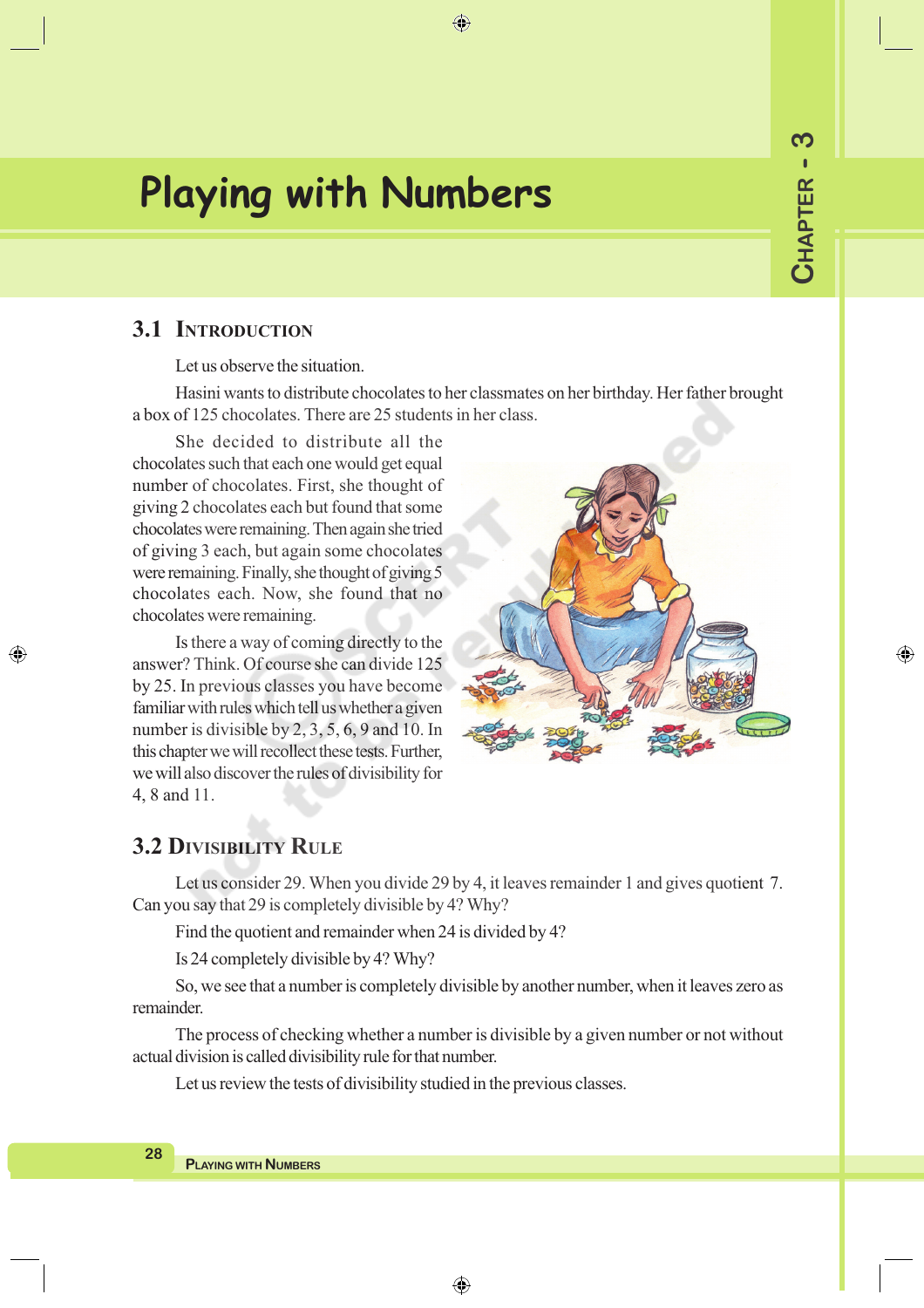# Playing with Numbers

Chapter - 3

## 3.1 Introduction

Let us observe the situation.

Hasini wants to distribute chocolates to her classmates on her birthday. Her father brought a box of 125 chocolates. There are 25 students in her class.

She decided to distribute all the chocolates such that each one would get equal number of chocolates. First, she thought of giving 2 chocolates each but found that some chocolates were remaining. Then again she tried of giving 3 each, but again some chocolates were remaining. Finally, she thought of giving 5 chocolates each. Now, she found that no chocolates were remaining.

Is there a way of coming directly to the answer? Think. Of course she can divide 125 by 25. In previous classes you have become familiar with rules which tell us whether a given number is divisible by 2, 3, 5, 6, 9 and 10. In this chapter we will recollect these tests. Further, we will also discover the rules of divisibility for 4, 8 and 11.

## 3.2 Divisibility Rule

Let us consider 29. When you divide 29 by 4, it leaves remainder 1 and gives quotient 7. Can you say that 29 is completely divisible by 4? Why?

Find the quotient and remainder when 24 is divided by 4?

Is 24 completely divisible by 4? Why?

So, we see that a number is completely divisible by another number, when it leaves zero as remainder.

The process of checking whether a number is divisible by a given number or not without actual division is called divisibility rule for that number.

Let us review the tests of divisibility studied in the previous classes.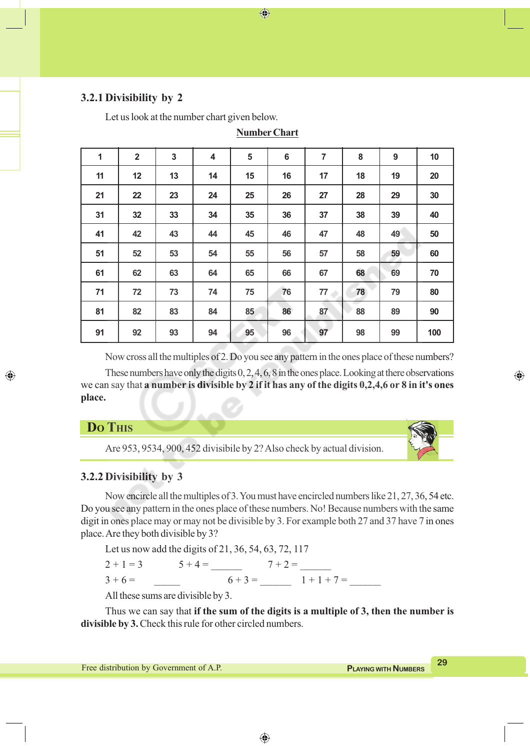### 3.2.1 Divisibility by 2

Let us look at the number chart given below.

**Number Chart**

| 1 | 2 | 3 | 4 | 5 | 6 | 7 | 8 | 9 | 10 |
|---|---|---|---|---|---|---|---|---|---|
| 11 | 12 | 13 | 14 | 15 | 16 | 17 | 18 | 19 | 20 |
| 21 | 22 | 23 | 24 | 25 | 26 | 27 | 28 | 29 | 30 |
| 31 | 32 | 33 | 34 | 35 | 36 | 37 | 38 | 39 | 40 |
| 41 | 42 | 43 | 44 | 45 | 46 | 47 | 48 | 49 | 50 |
| 51 | 52 | 53 | 54 | 55 | 56 | 57 | 58 | 59 | 60 |
| 61 | 62 | 63 | 64 | 65 | 66 | 67 | 68 | 69 | 70 |
| 71 | 72 | 73 | 74 | 75 | 76 | 77 | 78 | 79 | 80 |
| 81 | 82 | 83 | 84 | 85 | 86 | 87 | 88 | 89 | 90 |
| 91 | 92 | 93 | 94 | 95 | 96 | 97 | 98 | 99 | 100 |

Now cross all the multiples of 2. Do you see any pattern in the ones place of these numbers?

These numbers have only the digits 0, 2, 4, 6, 8 in the ones place. Looking at there observations we can say that **a number is divisible by 2 if it has any of the digits 0,2,4,6 or 8 in it's ones place.**

## Do This

Are 953, 9534, 900, 452 divisibile by 2? Also check by actual division.

### 3.2.2 Divisibility by 3

Now encircle all the multiples of 3. You must have encircled numbers like 21, 27, 36, 54 etc. Do you see any pattern in the ones place of these numbers. No! Because numbers with the same digit in ones place may or may not be divisible by 3. For example both 27 and 37 have 7 in ones place. Are they both divisible by 3?

Let us now add the digits of 21, 36, 54, 63, 72, 117

$2 + 1 = 3$ $\quad$ $5 + 4 =$ ______ $\quad$ $7 + 2 =$ ______

$3 + 6 =$ ______ $\quad$ $6 + 3 =$ ______ $\quad$ $1 + 1 + 7 =$ ______

All these sums are divisible by 3.

Thus we can say that **if the sum of the digits is a multiple of 3, then the number is divisible by 3.** Check this rule for other circled numbers.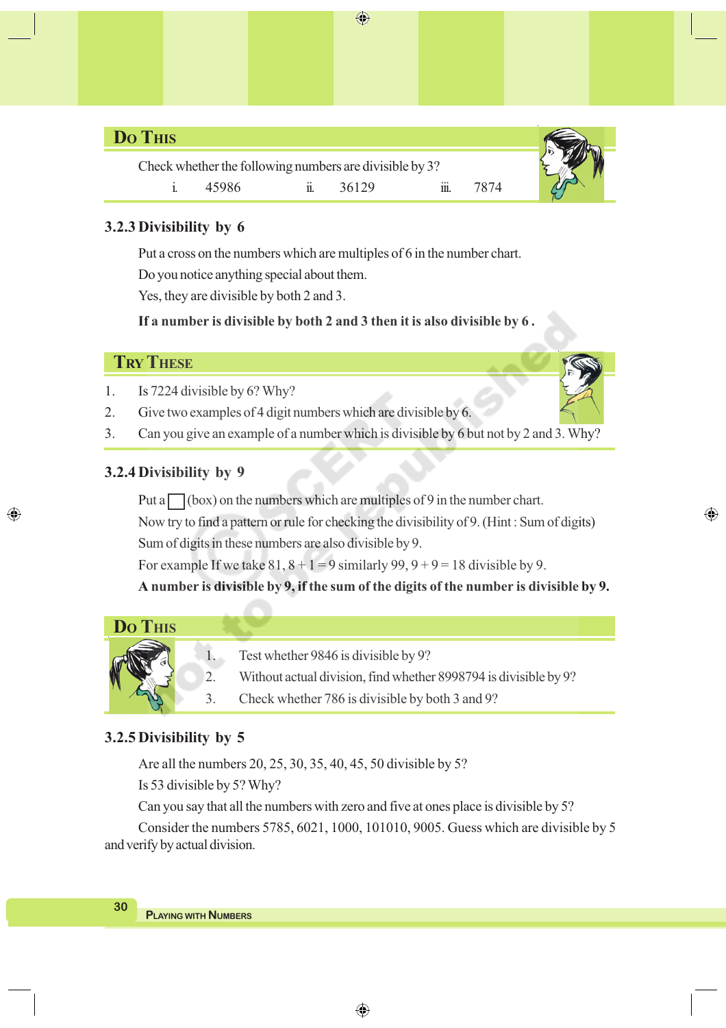## Do This

Check whether the following numbers are divisible by 3?

i. 45986 ii. 36129 iii. 7874

### 3.2.3 Divisibility by 6

Put a cross on the numbers which are multiples of 6 in the number chart.

Do you notice anything special about them.

Yes, they are divisible by both 2 and 3.

**If a number is divisible by both 2 and 3 then it is also divisible by 6 .**

## Try These

1. Is 7224 divisible by 6? Why?
2. Give two examples of 4 digit numbers which are divisible by 6.
3. Can you give an example of a number which is divisible by 6 but not by 2 and 3. Why?

### 3.2.4 Divisibility by 9

Put a ☐ (box) on the numbers which are multiples of 9 in the number chart.

Now try to find a pattern or rule for checking the divisibility of 9. (Hint : Sum of digits)

Sum of digits in these numbers are also divisible by 9.

For example If we take 81, 8 + 1 = 9 similarly 99, 9 + 9 = 18 divisible by 9.

**A number is divisible by 9, if the sum of the digits of the number is divisible by 9.**

## Do This

1. Test whether 9846 is divisible by 9?
2. Without actual division, find whether 8998794 is divisible by 9?
3. Check whether 786 is divisible by both 3 and 9?

### 3.2.5 Divisibility by 5

Are all the numbers 20, 25, 30, 35, 40, 45, 50 divisible by 5?

Is 53 divisible by 5? Why?

Can you say that all the numbers with zero and five at ones place is divisible by 5?

Consider the numbers 5785, 6021, 1000, 101010, 9005. Guess which are divisible by 5 and verify by actual division.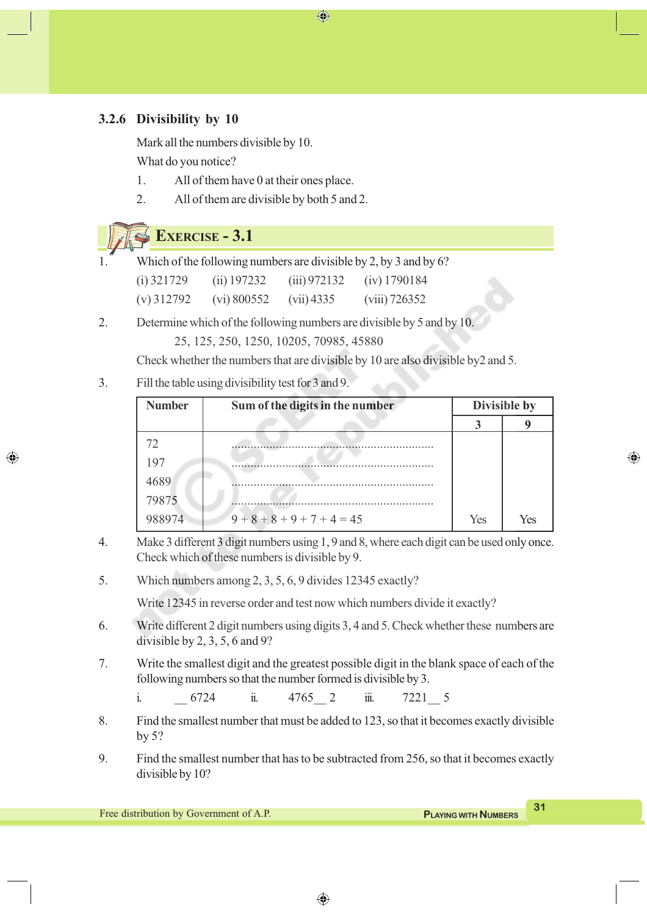### 3.2.6 Divisibility by 10

Mark all the numbers divisible by 10.

What do you notice?

1. All of them have 0 at their ones place.
2. All of them are divisible by both 5 and 2.

## Exercise - 3.1

1. Which of the following numbers are divisible by 2, by 3 and by 6?

   (i) 321729 (ii) 197232 (iii) 972132 (iv) 1790184

   (v) 312792 (vi) 800552 (vii) 4335 (viii) 726352

2. Determine which of the following numbers are divisible by 5 and by 10.

   25, 125, 250, 1250, 10205, 70985, 45880

   Check whether the numbers that are divisible by 10 are also divisible by2 and 5.

3. Fill the table using divisibility test for 3 and 9.

| Number | Sum of the digits in the number | Divisible by | |
|---|---|---|---|
| | | 3 | 9 |
| 72 | ........................................ | | |
| 197 | ........................................ | | |
| 4689 | ........................................ | | |
| 79875 | ........................................ | | |
| 988974 | 9 + 8 + 8 + 9 + 7 + 4 = 45 | Yes | Yes |

4. Make 3 different 3 digit numbers using 1, 9 and 8, where each digit can be used only once. Check which of these numbers is divisible by 9.

5. Which numbers among 2, 3, 5, 6, 9 divides 12345 exactly?

   Write 12345 in reverse order and test now which numbers divide it exactly?

6. Write different 2 digit numbers using digits 3, 4 and 5. Check whether these numbers are divisible by 2, 3, 5, 6 and 9?

7. Write the smallest digit and the greatest possible digit in the blank space of each of the following numbers so that the number formed is divisible by 3.

   i. __ 6724 ii. 4765 __ 2 iii. 7221 __ 5

8. Find the smallest number that must be added to 123, so that it becomes exactly divisible by 5?

9. Find the smallest number that has to be subtracted from 256, so that it becomes exactly divisible by 10?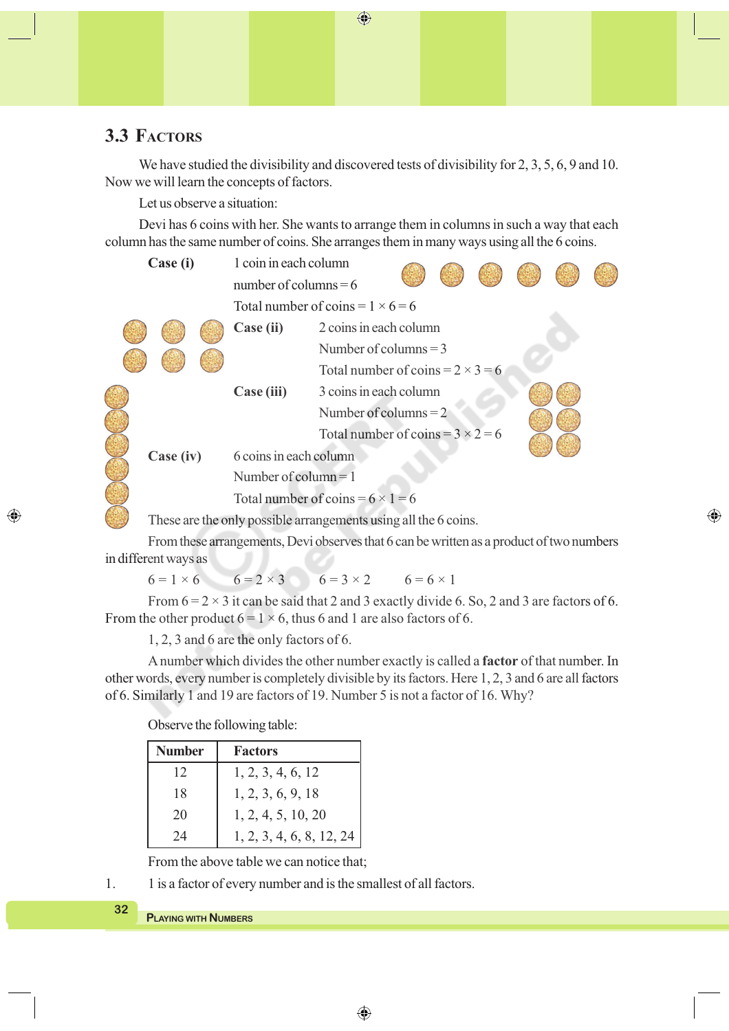## 3.3 Factors

We have studied the divisibility and discovered tests of divisibility for 2, 3, 5, 6, 9 and 10. Now we will learn the concepts of factors.

Let us observe a situation:

Devi has 6 coins with her. She wants to arrange them in columns in such a way that each column has the same number of coins. She arranges them in many ways using all the 6 coins.

**Case (i)** 1 coin in each column

number of columns = 6

Total number of coins = $1 \times 6 = 6$

**Case (ii)** 2 coins in each column

Number of columns = 3

Total number of coins = $2 \times 3 = 6$

**Case (iii)** 3 coins in each column

Number of columns = 2

Total number of coins = $3 \times 2 = 6$

**Case (iv)** 6 coins in each column

Number of column = 1

Total number of coins = $6 \times 1 = 6$

These are the only possible arrangements using all the 6 coins.

From these arrangements, Devi observes that 6 can be written as a product of two numbers in different ways as

$6 = 1 \times 6$ $6 = 2 \times 3$ $6 = 3 \times 2$ $6 = 6 \times 1$

From $6 = 2 \times 3$ it can be said that 2 and 3 exactly divide 6. So, 2 and 3 are factors of 6. From the other product $6 = 1 \times 6$, thus 6 and 1 are also factors of 6.

1, 2, 3 and 6 are the only factors of 6.

A number which divides the other number exactly is called a **factor** of that number. In other words, every number is completely divisible by its factors. Here 1, 2, 3 and 6 are all factors of 6. Similarly 1 and 19 are factors of 19. Number 5 is not a factor of 16. Why?

Observe the following table:

| Number | Factors |
|---|---|
| 12 | 1, 2, 3, 4, 6, 12 |
| 18 | 1, 2, 3, 6, 9, 18 |
| 20 | 1, 2, 4, 5, 10, 20 |
| 24 | 1, 2, 3, 4, 6, 8, 12, 24 |

From the above table we can notice that;

1. 1 is a factor of every number and is the smallest of all factors.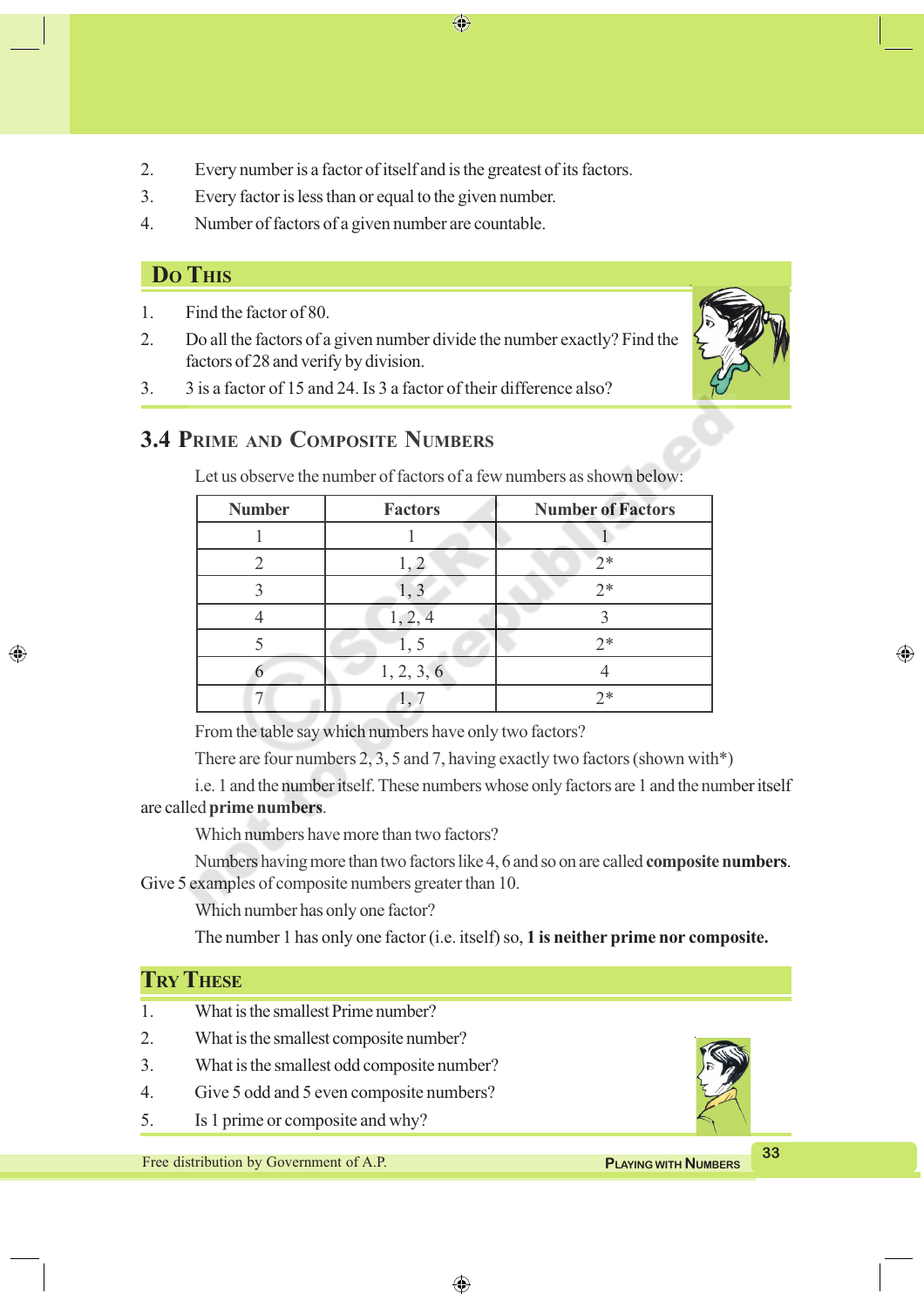2. Every number is a factor of itself and is the greatest of its factors.
3. Every factor is less than or equal to the given number.
4. Number of factors of a given number are countable.

## Do This

1. Find the factor of 80.
2. Do all the factors of a given number divide the number exactly? Find the factors of 28 and verify by division.
3. 3 is a factor of 15 and 24. Is 3 a factor of their difference also?

## 3.4 Prime and Composite Numbers

Let us observe the number of factors of a few numbers as shown below:

| Number | Factors | Number of Factors |
|---|---|---|
| 1 | 1 | 1 |
| 2 | 1, 2 | 2* |
| 3 | 1, 3 | 2* |
| 4 | 1, 2, 4 | 3 |
| 5 | 1, 5 | 2* |
| 6 | 1, 2, 3, 6 | 4 |
| 7 | 1, 7 | 2* |

From the table say which numbers have only two factors?

There are four numbers 2, 3, 5 and 7, having exactly two factors (shown with*)

i.e. 1 and the number itself. These numbers whose only factors are 1 and the number itself are called **prime numbers**.

Which numbers have more than two factors?

Numbers having more than two factors like 4, 6 and so on are called **composite numbers**. Give 5 examples of composite numbers greater than 10.

Which number has only one factor?

The number 1 has only one factor (i.e. itself) so, **1 is neither prime nor composite.**

## Try These

1. What is the smallest Prime number?
2. What is the smallest composite number?
3. What is the smallest odd composite number?
4. Give 5 odd and 5 even composite numbers?
5. Is 1 prime or composite and why?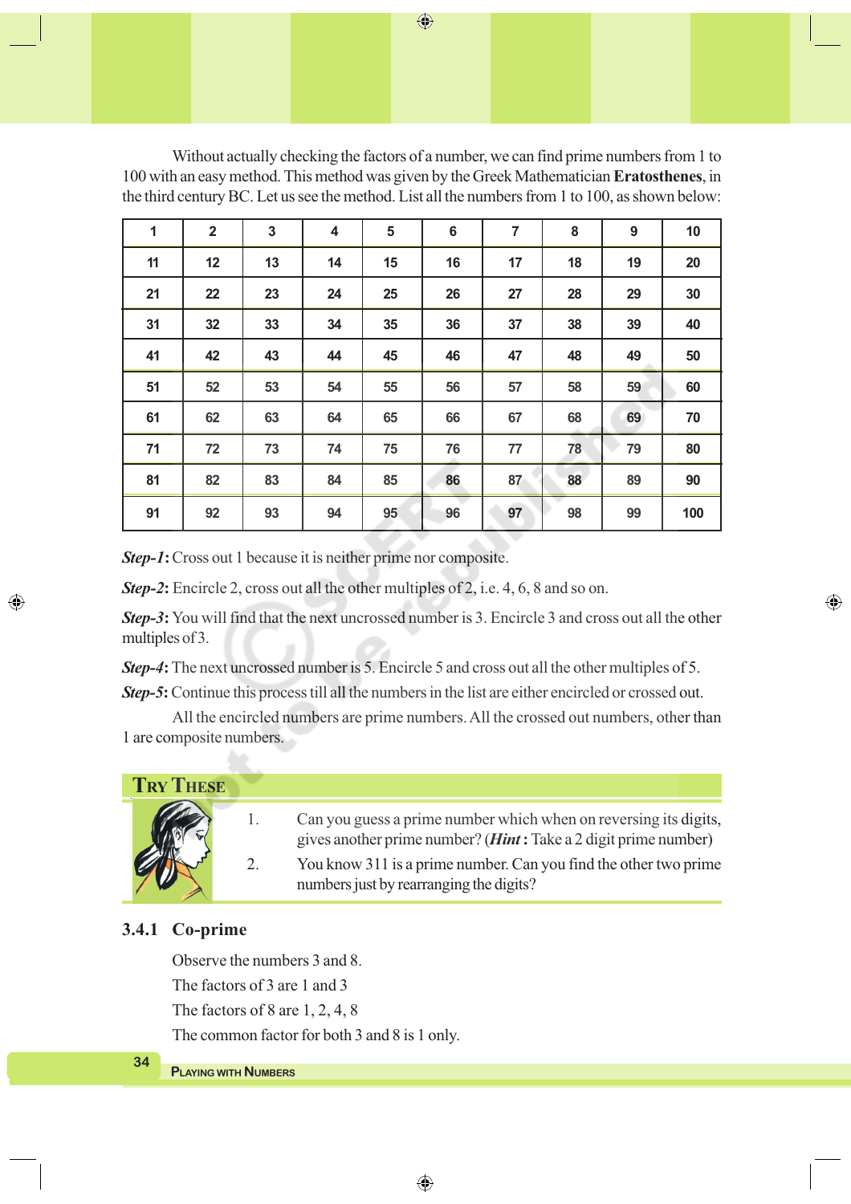Without actually checking the factors of a number, we can find prime numbers from 1 to 100 with an easy method. This method was given by the Greek Mathematician **Eratosthenes**, in the third century BC. Let us see the method. List all the numbers from 1 to 100, as shown below:

| 1 | 2 | 3 | 4 | 5 | 6 | 7 | 8 | 9 | 10 |
|---|---|---|---|---|---|---|---|---|---|
| 11 | 12 | 13 | 14 | 15 | 16 | 17 | 18 | 19 | 20 |
| 21 | 22 | 23 | 24 | 25 | 26 | 27 | 28 | 29 | 30 |
| 31 | 32 | 33 | 34 | 35 | 36 | 37 | 38 | 39 | 40 |
| 41 | 42 | 43 | 44 | 45 | 46 | 47 | 48 | 49 | 50 |
| 51 | 52 | 53 | 54 | 55 | 56 | 57 | 58 | 59 | 60 |
| 61 | 62 | 63 | 64 | 65 | 66 | 67 | 68 | 69 | 70 |
| 71 | 72 | 73 | 74 | 75 | 76 | 77 | 78 | 79 | 80 |
| 81 | 82 | 83 | 84 | 85 | 86 | 87 | 88 | 89 | 90 |
| 91 | 92 | 93 | 94 | 95 | 96 | 97 | 98 | 99 | 100 |

***Step-1*:** Cross out 1 because it is neither prime nor composite.

***Step-2*:** Encircle 2, cross out all the other multiples of 2, i.e. 4, 6, 8 and so on.

***Step-3*:** You will find that the next uncrossed number is 3. Encircle 3 and cross out all the other multiples of 3.

***Step-4*:** The next uncrossed number is 5. Encircle 5 and cross out all the other multiples of 5.

***Step-5*:** Continue this process till all the numbers in the list are either encircled or crossed out.

All the encircled numbers are prime numbers. All the crossed out numbers, other than 1 are composite numbers.

## Try These

1. Can you guess a prime number which when on reversing its digits, gives another prime number? (***Hint*** **:** Take a 2 digit prime number)
2. You know 311 is a prime number. Can you find the other two prime numbers just by rearranging the digits?

### 3.4.1 Co-prime

Observe the numbers 3 and 8.

The factors of 3 are 1 and 3

The factors of 8 are 1, 2, 4, 8

The common factor for both 3 and 8 is 1 only.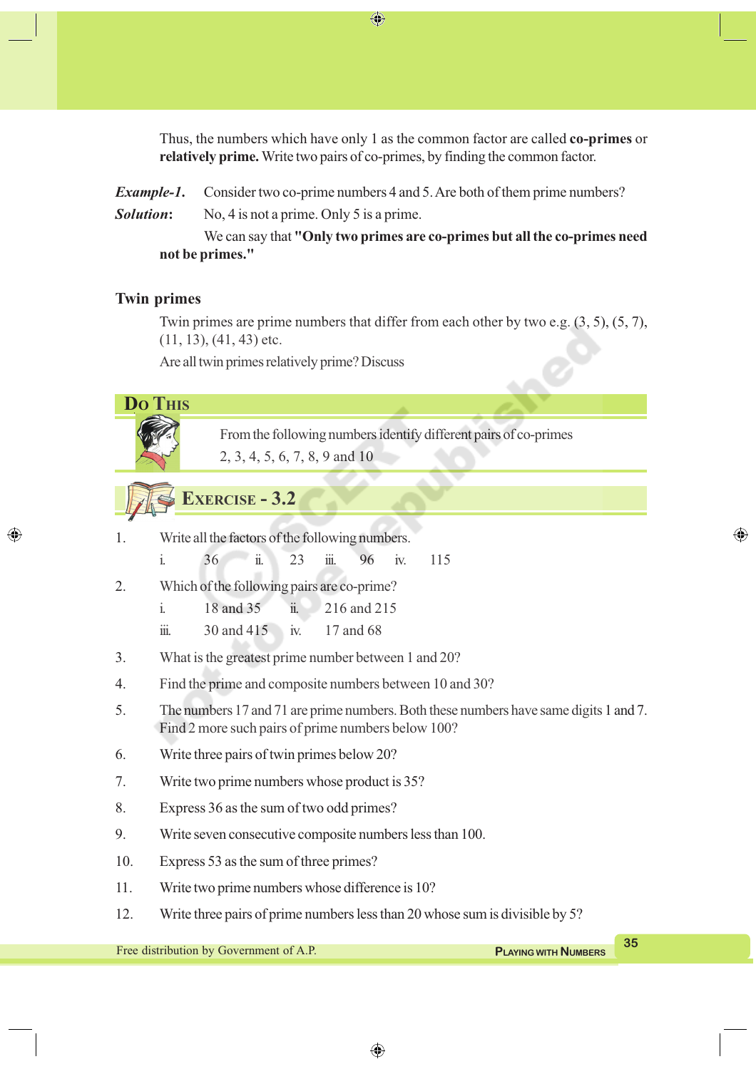Thus, the numbers which have only 1 as the common factor are called **co-primes** or **relatively prime.** Write two pairs of co-primes, by finding the common factor.

***Example-1.*** Consider two co-prime numbers 4 and 5. Are both of them prime numbers?

***Solution*:** No, 4 is not a prime. Only 5 is a prime.

We can say that **"Only two primes are co-primes but all the co-primes need not be primes."**

## Twin primes

Twin primes are prime numbers that differ from each other by two e.g. (3, 5), (5, 7), (11, 13), (41, 43) etc.

Are all twin primes relatively prime? Discuss

### Do This

From the following numbers identify different pairs of co-primes

2, 3, 4, 5, 6, 7, 8, 9 and 10

## Exercise - 3.2

1. Write all the factors of the following numbers.

   i. 36 ii. 23 iii. 96 iv. 115

2. Which of the following pairs are co-prime?

   i. 18 and 35 ii. 216 and 215

   iii. 30 and 415 iv. 17 and 68

3. What is the greatest prime number between 1 and 20?

4. Find the prime and composite numbers between 10 and 30?

5. The numbers 17 and 71 are prime numbers. Both these numbers have same digits 1 and 7. Find 2 more such pairs of prime numbers below 100?

6. Write three pairs of twin primes below 20?

7. Write two prime numbers whose product is 35?

8. Express 36 as the sum of two odd primes?

9. Write seven consecutive composite numbers less than 100.

10. Express 53 as the sum of three primes?

11. Write two prime numbers whose difference is 10?

12. Write three pairs of prime numbers less than 20 whose sum is divisible by 5?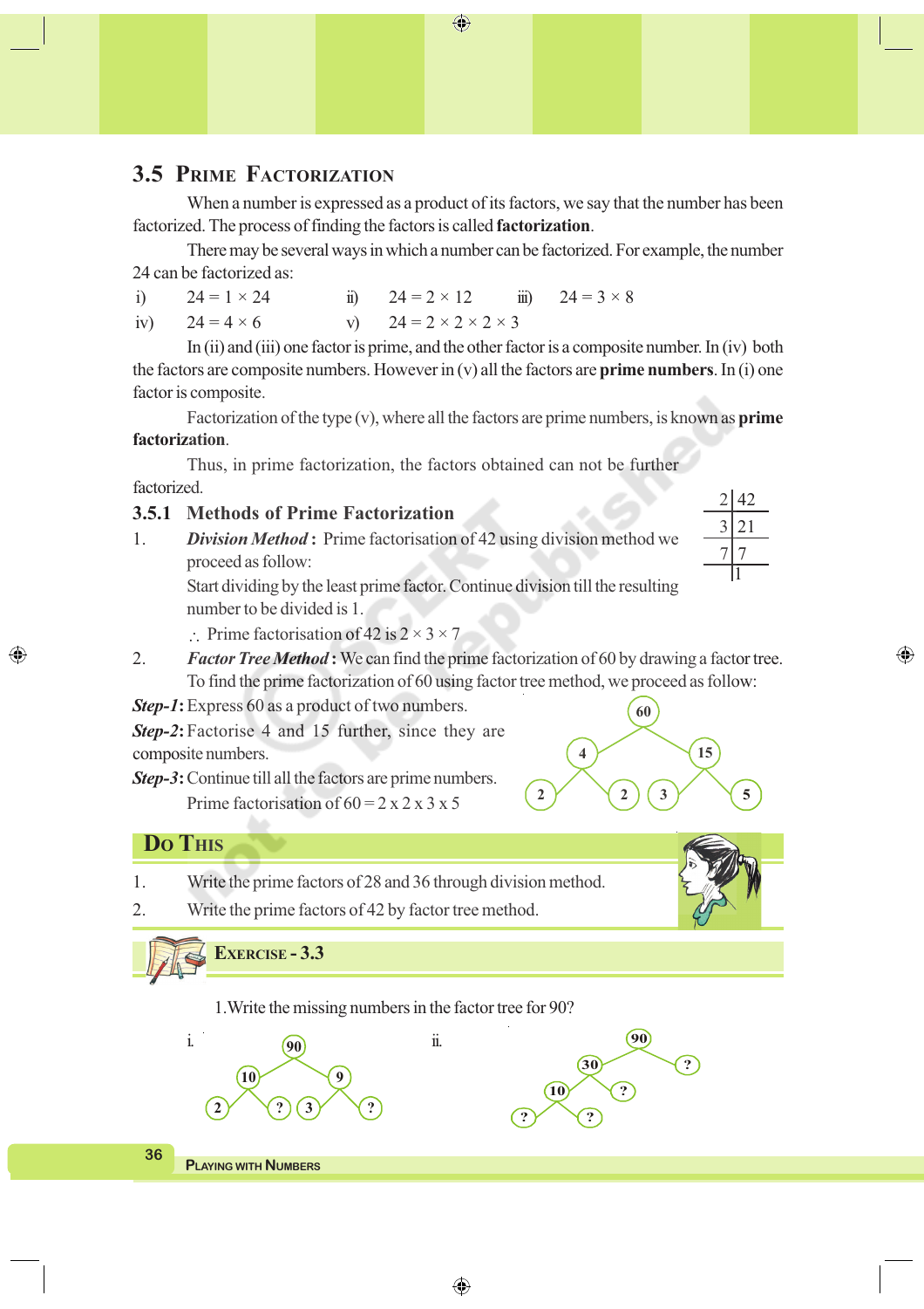## 3.5 Prime Factorization

When a number is expressed as a product of its factors, we say that the number has been factorized. The process of finding the factors is called **factorization**.

There may be several ways in which a number can be factorized. For example, the number 24 can be factorized as:

i) $24 = 1 \times 24$ ii) $24 = 2 \times 12$ iii) $24 = 3 \times 8$

iv) $24 = 4 \times 6$ v) $24 = 2 \times 2 \times 2 \times 3$

In (ii) and (iii) one factor is prime, and the other factor is a composite number. In (iv) both the factors are composite numbers. However in (v) all the factors are **prime numbers**. In (i) one factor is composite.

Factorization of the type (v), where all the factors are prime numbers, is known as **prime factorization**.

Thus, in prime factorization, the factors obtained can not be further factorized.

### 3.5.1 Methods of Prime Factorization

1. ***Division Method*** **:** Prime factorisation of 42 using division method we proceed as follow:

   Start dividing by the least prime factor. Continue division till the resulting number to be divided is 1.

| | |
|---|---|
| 2 | 42 |
| 3 | 21 |
| 7 | 7 |
| | 1 |

$\therefore$ Prime factorisation of 42 is $2 \times 3 \times 7$

2. ***Factor Tree Method*** **:** We can find the prime factorization of 60 by drawing a factor tree. To find the prime factorization of 60 using factor tree method, we proceed as follow:

***Step-1*:** Express 60 as a product of two numbers.

***Step-2*:** Factorise 4 and 15 further, since they are composite numbers.

***Step-3*:** Continue till all the factors are prime numbers.

Prime factorisation of 60 = 2 x 2 x 3 x 5

```
        60
       /  \
      4    15
     / \   / \
    2   2 3   5
```

## Do This

1. Write the prime factors of 28 and 36 through division method.
2. Write the prime factors of 42 by factor tree method.

## Exercise - 3.3

1. Write the missing numbers in the factor tree for 90?

i.
```
        90
       /  \
     10    9
    / \   / \
   2   ? 3   ?
```

ii.
```
          90
         /  \
       30    ?
      /  \
    10    ?
   /  \
  ?    ?
```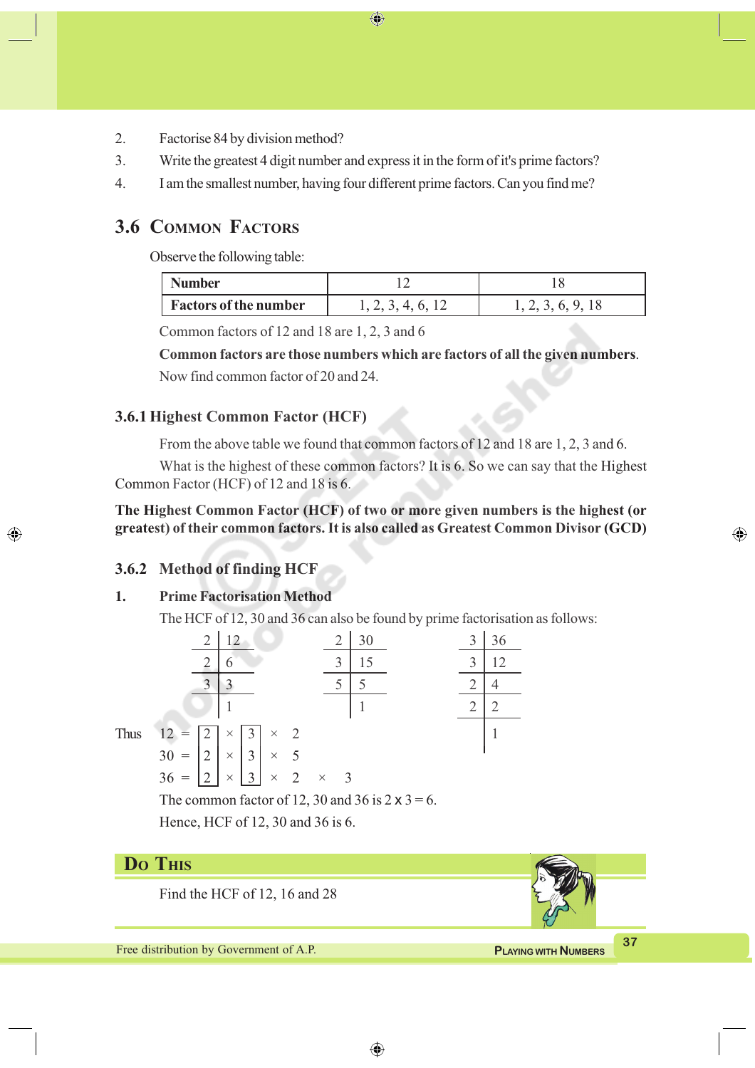2. Factorise 84 by division method?
3. Write the greatest 4 digit number and express it in the form of it's prime factors?
4. I am the smallest number, having four different prime factors. Can you find me?

## 3.6 Common Factors

Observe the following table:

| **Number** | 12 | 18 |
|---|---|---|
| **Factors of the number** | 1, 2, 3, 4, 6, 12 | 1, 2, 3, 6, 9, 18 |

Common factors of 12 and 18 are 1, 2, 3 and 6

**Common factors are those numbers which are factors of all the given numbers**.

Now find common factor of 20 and 24.

### 3.6.1 Highest Common Factor (HCF)

From the above table we found that common factors of 12 and 18 are 1, 2, 3 and 6.

What is the highest of these common factors? It is 6. So we can say that the Highest Common Factor (HCF) of 12 and 18 is 6.

**The Highest Common Factor (HCF) of two or more given numbers is the highest (or greatest) of their common factors. It is also called as Greatest Common Divisor (GCD)**

### 3.6.2 Method of finding HCF

**1. Prime Factorisation Method**

The HCF of 12, 30 and 36 can also be found by prime factorisation as follows:

```
2 | 12        2 | 30        3 | 36
2 | 6         3 | 15        3 | 12
3 | 3         5 | 5         2 | 4
  | 1           | 1         2 | 2
                              | 1
```

Thus

$12 = \boxed{2} \times \boxed{3} \times 2$

$30 = \boxed{2} \times \boxed{3} \times 5$

$36 = \boxed{2} \times \boxed{3} \times 2 \times 3$

The common factor of 12, 30 and 36 is $2 \times 3 = 6$.

Hence, HCF of 12, 30 and 36 is 6.

**Do This**

Find the HCF of 12, 16 and 28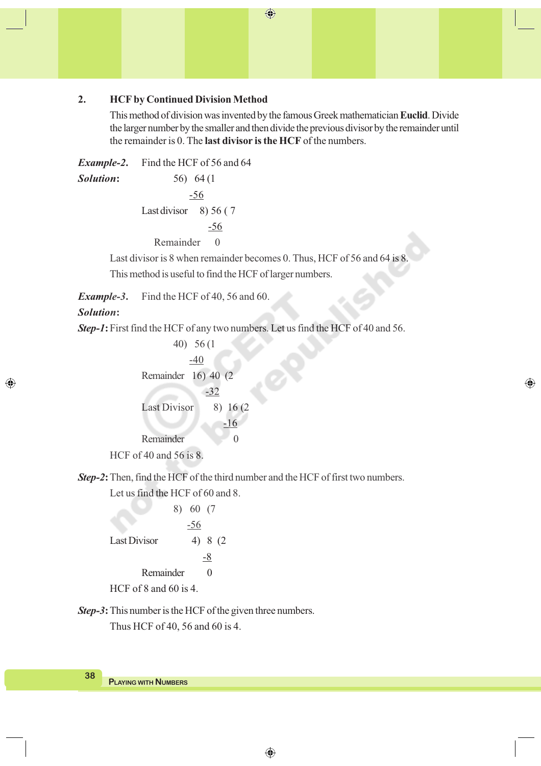### 2. HCF by Continued Division Method

This method of division was invented by the famous Greek mathematician **Euclid**. Divide the larger number by the smaller and then divide the previous divisor by the remainder until the remainder is 0. The **last divisor is the HCF** of the numbers.

***Example-2.*** Find the HCF of 56 and 64

***Solution*:**

```
              56)  64 (1
                  -56
Last divisor    8) 56 ( 7
                  -56
    Remainder       0
```

Last divisor is 8 when remainder becomes 0. Thus, HCF of 56 and 64 is 8.

This method is useful to find the HCF of larger numbers.

***Example-3.*** Find the HCF of 40, 56 and 60.

***Solution*:**

***Step-1*:** First find the HCF of any two numbers. Let us find the HCF of 40 and 56.

```
              40)  56 (1
                  -40
Remainder     16)  40  (2
                  -32
Last Divisor      8)  16 (2
                     -16
Remainder               0
```

HCF of 40 and 56 is 8.

***Step-2*:** Then, find the HCF of the third number and the HCF of first two numbers.

Let us find the HCF of 60 and 8.

```
              8)   60  (7
                  -56
Last Divisor      4)  8  (2
                     -8
    Remainder         0
```

HCF of 8 and 60 is 4.

***Step-3*:** This number is the HCF of the given three numbers.

Thus HCF of 40, 56 and 60 is 4.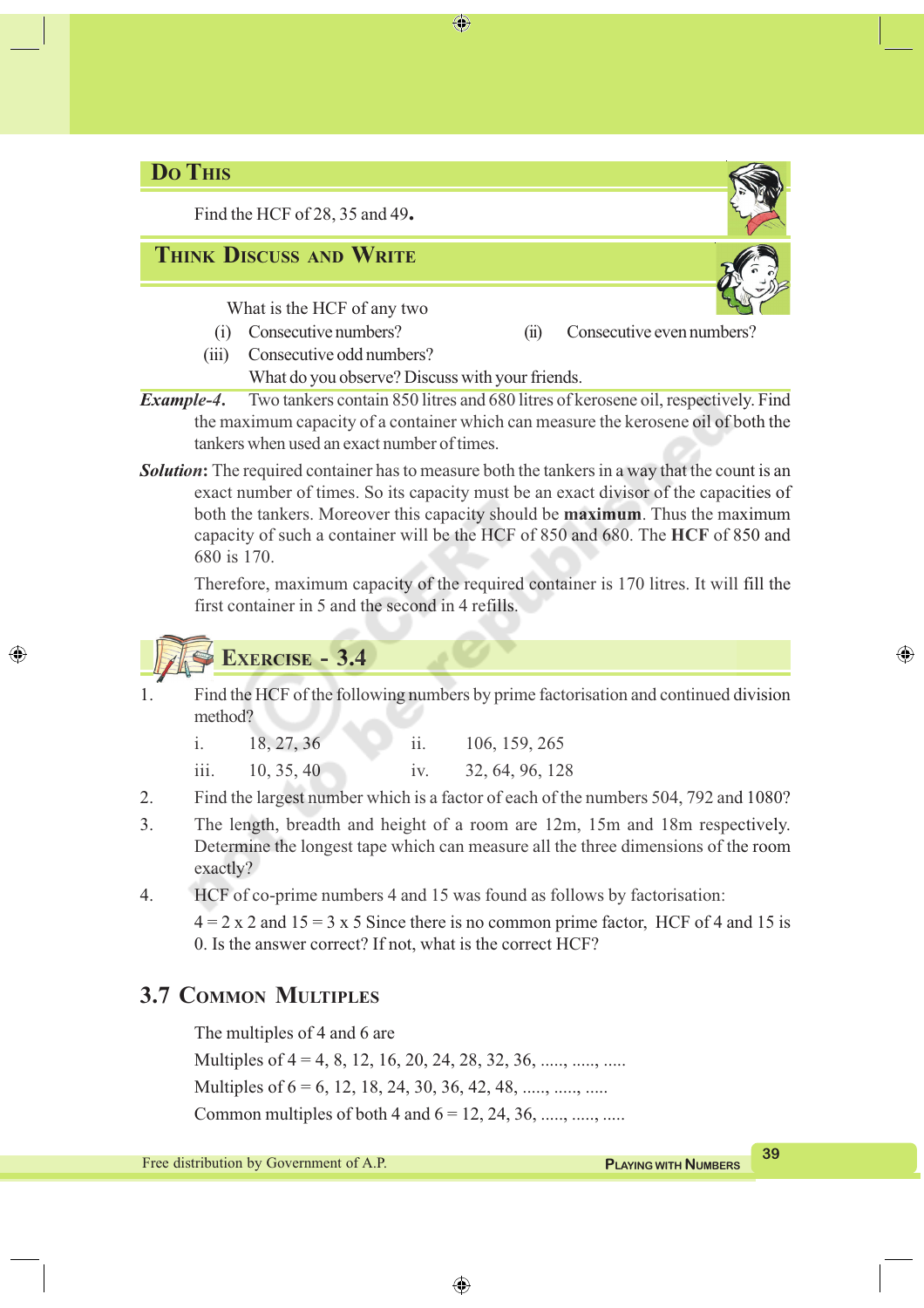## Do This

Find the HCF of 28, 35 and 49.

## Think Discuss and Write

What is the HCF of any two

(i) Consecutive numbers?

(ii) Consecutive even numbers?

(iii) Consecutive odd numbers?

What do you observe? Discuss with your friends.

***Example-4.*** Two tankers contain 850 litres and 680 litres of kerosene oil, respectively. Find the maximum capacity of a container which can measure the kerosene oil of both the tankers when used an exact number of times.

***Solution*:** The required container has to measure both the tankers in a way that the count is an exact number of times. So its capacity must be an exact divisor of the capacities of both the tankers. Moreover this capacity should be **maximum**. Thus the maximum capacity of such a container will be the HCF of 850 and 680. The **HCF** of 850 and 680 is 170.

Therefore, maximum capacity of the required container is 170 litres. It will fill the first container in 5 and the second in 4 refills.

## Exercise - 3.4

1. Find the HCF of the following numbers by prime factorisation and continued division method?

   i. 18, 27, 36 &nbsp;&nbsp;&nbsp;&nbsp; ii. 106, 159, 265

   iii. 10, 35, 40 &nbsp;&nbsp;&nbsp;&nbsp; iv. 32, 64, 96, 128

2. Find the largest number which is a factor of each of the numbers 504, 792 and 1080?

3. The length, breadth and height of a room are 12m, 15m and 18m respectively. Determine the longest tape which can measure all the three dimensions of the room exactly?

4. HCF of co-prime numbers 4 and 15 was found as follows by factorisation:

   4 = 2 x 2 and 15 = 3 x 5 Since there is no common prime factor, HCF of 4 and 15 is 0. Is the answer correct? If not, what is the correct HCF?

## 3.7 Common Multiples

The multiples of 4 and 6 are

Multiples of 4 = 4, 8, 12, 16, 20, 24, 28, 32, 36, ....., ....., .....

Multiples of 6 = 6, 12, 18, 24, 30, 36, 42, 48, ....., ....., .....

Common multiples of both 4 and 6 = 12, 24, 36, ....., ....., .....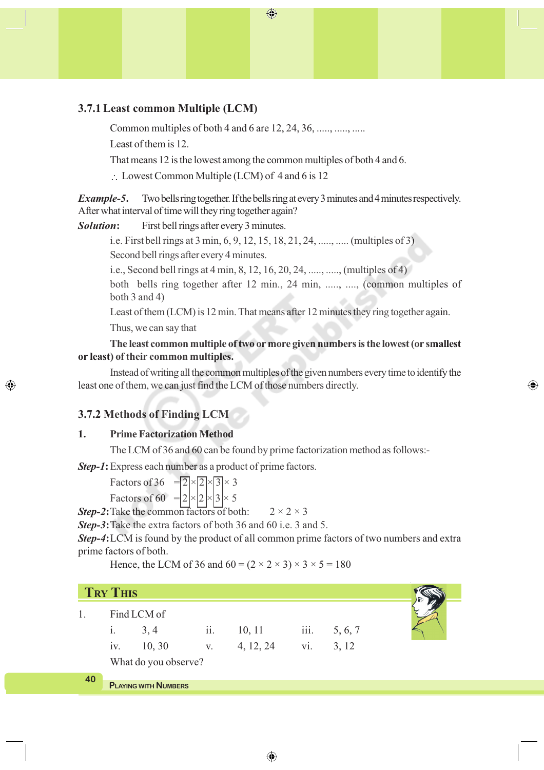### 3.7.1 Least common Multiple (LCM)

Common multiples of both 4 and 6 are 12, 24, 36, ....., ....., .....

Least of them is 12.

That means 12 is the lowest among the common multiples of both 4 and 6.

$\therefore$ Lowest Common Multiple (LCM) of 4 and 6 is 12

***Example-5.*** Two bells ring together. If the bells ring at every 3 minutes and 4 minutes respectively. After what interval of time will they ring together again?

***Solution:*** First bell rings after every 3 minutes.

i.e. First bell rings at 3 min, 6, 9, 12, 15, 18, 21, 24, ....., ..... (multiples of 3)

Second bell rings after every 4 minutes.

i.e., Second bell rings at 4 min, 8, 12, 16, 20, 24, ....., ....., (multiples of 4)

both bells ring together after 12 min., 24 min, ....., ...., (common multiples of both 3 and 4)

Least of them (LCM) is 12 min. That means after 12 minutes they ring together again.

Thus, we can say that

**The least common multiple of two or more given numbers is the lowest (or smallest or least) of their common multiples.**

Instead of writing all the common multiples of the given numbers every time to identify the least one of them, we can just find the LCM of those numbers directly.

### 3.7.2 Methods of Finding LCM

1. **Prime Factorization Method**

The LCM of 36 and 60 can be found by prime factorization method as follows:-

***Step-1:*** Express each number as a product of prime factors.

Factors of 36 $= \boxed{2} \times \boxed{2} \times \boxed{3} \times 3$

Factors of 60 $= \boxed{2} \times \boxed{2} \times \boxed{3} \times 5$

***Step-2:*** Take the common factors of both: $2 \times 2 \times 3$

***Step-3:*** Take the extra factors of both 36 and 60 i.e. 3 and 5.

***Step-4:*** LCM is found by the product of all common prime factors of two numbers and extra prime factors of both.

Hence, the LCM of 36 and 60 $= (2 \times 2 \times 3) \times 3 \times 5 = 180$

## Try This

1. Find LCM of

| | | | | | |
|---|---|---|---|---|---|
| i. | 3, 4 | ii. | 10, 11 | iii. | 5, 6, 7 |
| iv. | 10, 30 | v. | 4, 12, 24 | vi. | 3, 12 |

What do you observe?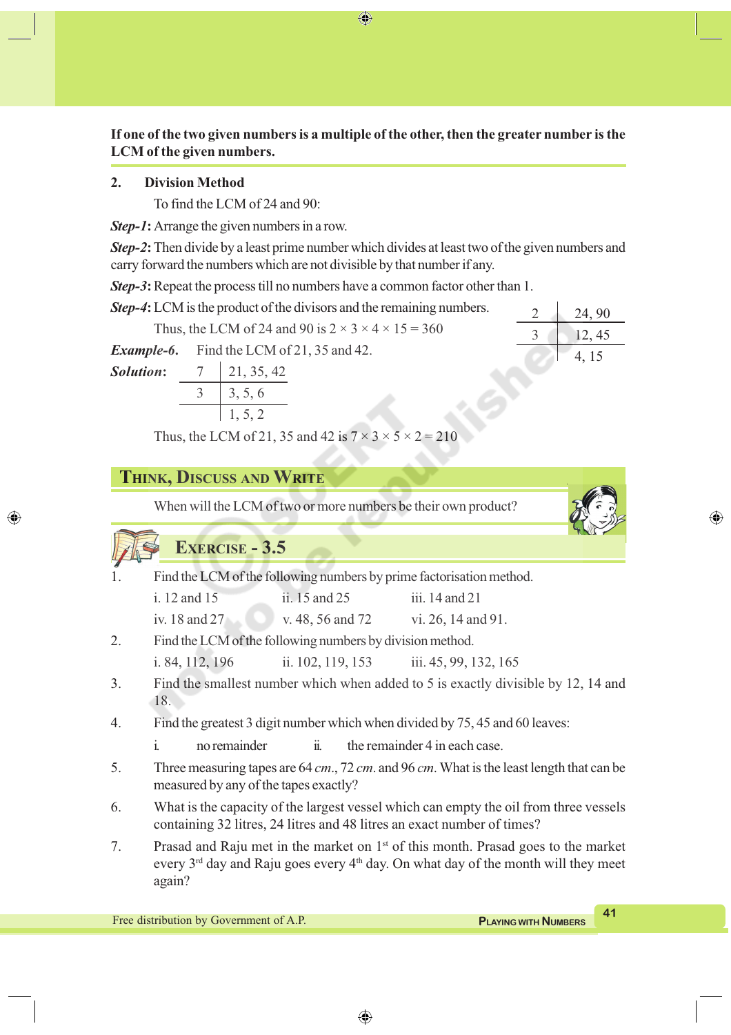**If one of the two given numbers is a multiple of the other, then the greater number is the LCM of the given numbers.**

**2. Division Method**

To find the LCM of 24 and 90:

***Step-1***: Arrange the given numbers in a row.

***Step-2***: Then divide by a least prime number which divides at least two of the given numbers and carry forward the numbers which are not divisible by that number if any.

***Step-3***: Repeat the process till no numbers have a common factor other than 1.

***Step-4***: LCM is the product of the divisors and the remaining numbers.

| | |
|---|---|
| 2 | 24, 90 |
| 3 | 12, 45 |
| | 4, 15 |

Thus, the LCM of 24 and 90 is $2 \times 3 \times 4 \times 15 = 360$

***Example-6.*** Find the LCM of 21, 35 and 42.

***Solution***:

| | |
|---|---|
| 7 | 21, 35, 42 |
| 3 | 3, 5, 6 |
| | 1, 5, 2 |

Thus, the LCM of 21, 35 and 42 is $7 \times 3 \times 5 \times 2 = 210$

## Think, Discuss and Write

When will the LCM of two or more numbers be their own product?

## Exercise - 3.5

1. Find the LCM of the following numbers by prime factorisation method.

   i. 12 and 15 ii. 15 and 25 iii. 14 and 21

   iv. 18 and 27 v. 48, 56 and 72 vi. 26, 14 and 91.

2. Find the LCM of the following numbers by division method.

   i. 84, 112, 196 ii. 102, 119, 153 iii. 45, 99, 132, 165

3. Find the smallest number which when added to 5 is exactly divisible by 12, 14 and 18.

4. Find the greatest 3 digit number which when divided by 75, 45 and 60 leaves:

   i. no remainder ii. the remainder 4 in each case.

5. Three measuring tapes are 64 *cm*., 72 *cm*. and 96 *cm*. What is the least length that can be measured by any of the tapes exactly?

6. What is the capacity of the largest vessel which can empty the oil from three vessels containing 32 litres, 24 litres and 48 litres an exact number of times?

7. Prasad and Raju met in the market on 1st of this month. Prasad goes to the market every 3rd day and Raju goes every 4th day. On what day of the month will they meet again?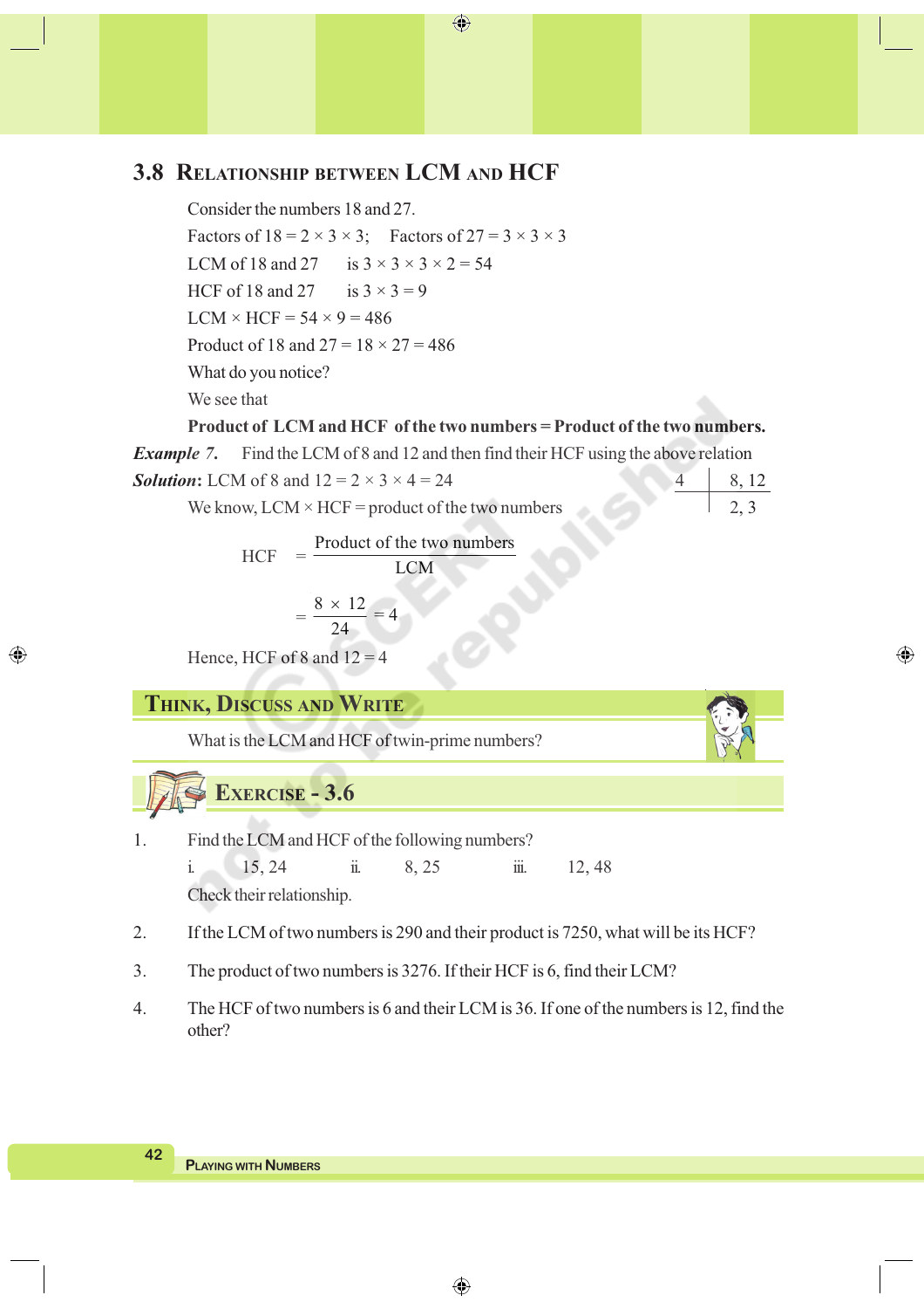## 3.8 Relationship between LCM and HCF

Consider the numbers 18 and 27.

Factors of 18 = $2 \times 3 \times 3$; Factors of 27 = $3 \times 3 \times 3$

LCM of 18 and 27 is $3 \times 3 \times 3 \times 2 = 54$

HCF of 18 and 27 is $3 \times 3 = 9$

LCM × HCF = $54 \times 9 = 486$

Product of 18 and 27 = $18 \times 27 = 486$

What do you notice?

We see that

**Product of LCM and HCF of the two numbers = Product of the two numbers.**

***Example 7.*** Find the LCM of 8 and 12 and then find their HCF using the above relation

***Solution*:** LCM of 8 and 12 = $2 \times 3 \times 4 = 24$

$$\begin{array}{r|l} 4 & 8, 12 \\ \hline & 2, 3 \end{array}$$

We know, LCM × HCF = product of the two numbers

$$\text{HCF} = \frac{\text{Product of the two numbers}}{\text{LCM}}$$

$$= \frac{8 \times 12}{24} = 4$$

Hence, HCF of 8 and 12 = 4

### Think, Discuss and Write

What is the LCM and HCF of twin-prime numbers?

## Exercise - 3.6

1. Find the LCM and HCF of the following numbers?

   i. 15, 24  ii. 8, 25  iii. 12, 48

   Check their relationship.

2. If the LCM of two numbers is 290 and their product is 7250, what will be its HCF?

3. The product of two numbers is 3276. If their HCF is 6, find their LCM?

4. The HCF of two numbers is 6 and their LCM is 36. If one of the numbers is 12, find the other?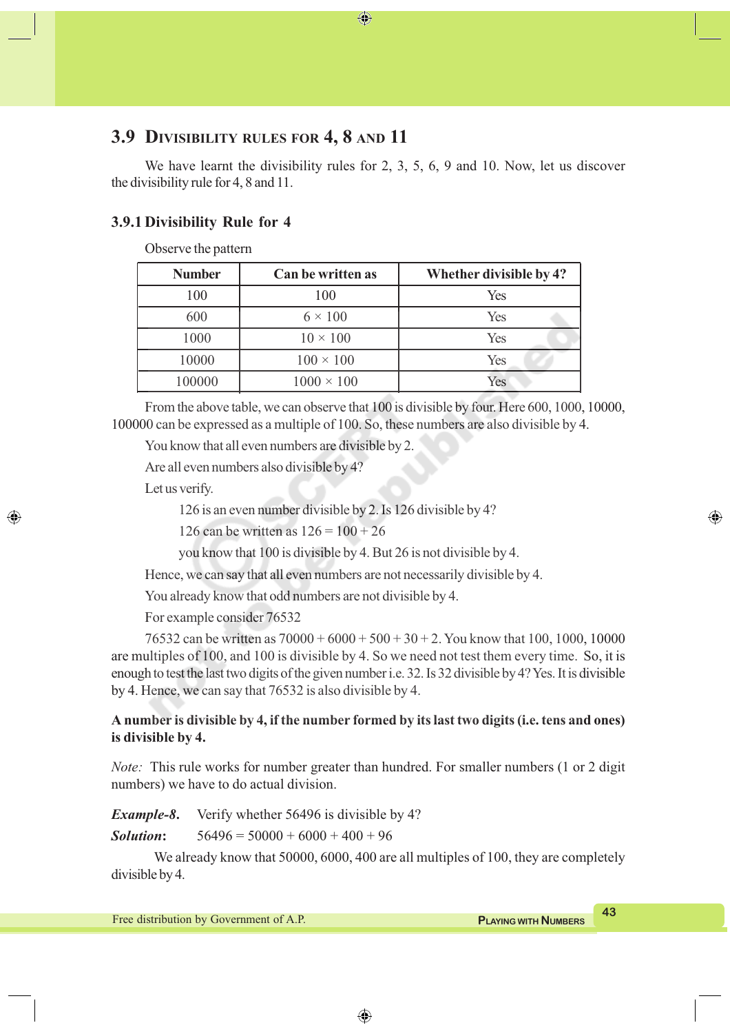## 3.9 Divisibility rules for 4, 8 and 11

We have learnt the divisibility rules for 2, 3, 5, 6, 9 and 10. Now, let us discover the divisibility rule for 4, 8 and 11.

### 3.9.1 Divisibility Rule for 4

Observe the pattern

| Number | Can be written as | Whether divisible by 4? |
|---|---|---|
| 100 | 100 | Yes |
| 600 | $6 \times 100$ | Yes |
| 1000 | $10 \times 100$ | Yes |
| 10000 | $100 \times 100$ | Yes |
| 100000 | $1000 \times 100$ | Yes |

From the above table, we can observe that 100 is divisible by four. Here 600, 1000, 10000, 100000 can be expressed as a multiple of 100. So, these numbers are also divisible by 4.

You know that all even numbers are divisible by 2.

Are all even numbers also divisible by 4?

Let us verify.

126 is an even number divisible by 2. Is 126 divisible by 4?

126 can be written as $126 = 100 + 26$

you know that 100 is divisible by 4. But 26 is not divisible by 4.

Hence, we can say that all even numbers are not necessarily divisible by 4.

You already know that odd numbers are not divisible by 4.

For example consider 76532

76532 can be written as $70000 + 6000 + 500 + 30 + 2$. You know that 100, 1000, 10000 are multiples of 100, and 100 is divisible by 4. So we need not test them every time. So, it is enough to test the last two digits of the given number i.e. 32. Is 32 divisible by 4? Yes. It is divisible by 4. Hence, we can say that 76532 is also divisible by 4.

**A number is divisible by 4, if the number formed by its last two digits (i.e. tens and ones) is divisible by 4.**

*Note:* This rule works for number greater than hundred. For smaller numbers (1 or 2 digit numbers) we have to do actual division.

***Example-8.*** Verify whether 56496 is divisible by 4?

***Solution:*** $56496 = 50000 + 6000 + 400 + 96$

We already know that 50000, 6000, 400 are all multiples of 100, they are completely divisible by 4.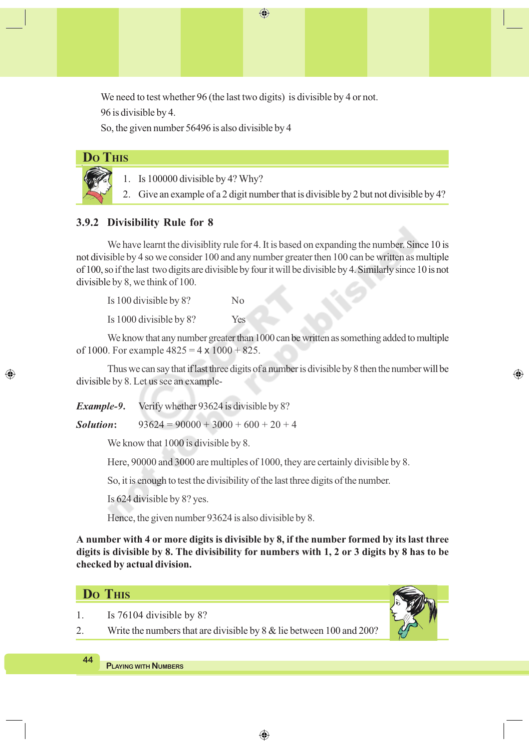We need to test whether 96 (the last two digits) is divisible by 4 or not.

96 is divisible by 4.

So, the given number 56496 is also divisible by 4

## Do This

1. Is 100000 divisible by 4? Why?
2. Give an example of a 2 digit number that is divisible by 2 but not divisible by 4?

### 3.9.2 Divisibility Rule for 8

We have learnt the divisiblity rule for 4. It is based on expanding the number. Since 10 is not divisible by 4 so we consider 100 and any number greater then 100 can be written as multiple of 100, so if the last two digits are divisible by four it will be divisible by 4. Similarly since 10 is not divisible by 8, we think of 100.

Is 100 divisible by 8? No

Is 1000 divisible by 8? Yes

We know that any number greater than 1000 can be written as something added to multiple of 1000. For example $4825 = 4 \times 1000 + 825$.

Thus we can say that if last three digits of a number is divisible by 8 then the number will be divisible by 8. Let us see an example-

***Example-9.*** Verify whether 93624 is divisible by 8?

***Solution*:** $93624 = 90000 + 3000 + 600 + 20 + 4$

We know that 1000 is divisible by 8.

Here, 90000 and 3000 are multiples of 1000, they are certainly divisible by 8.

So, it is enough to test the divisibility of the last three digits of the number.

Is 624 divisible by 8? yes.

Hence, the given number 93624 is also divisible by 8.

**A number with 4 or more digits is divisible by 8, if the number formed by its last three digits is divisible by 8. The divisibility for numbers with 1, 2 or 3 digits by 8 has to be checked by actual division.**

## Do This

1. Is 76104 divisible by 8?
2. Write the numbers that are divisible by 8 & lie between 100 and 200?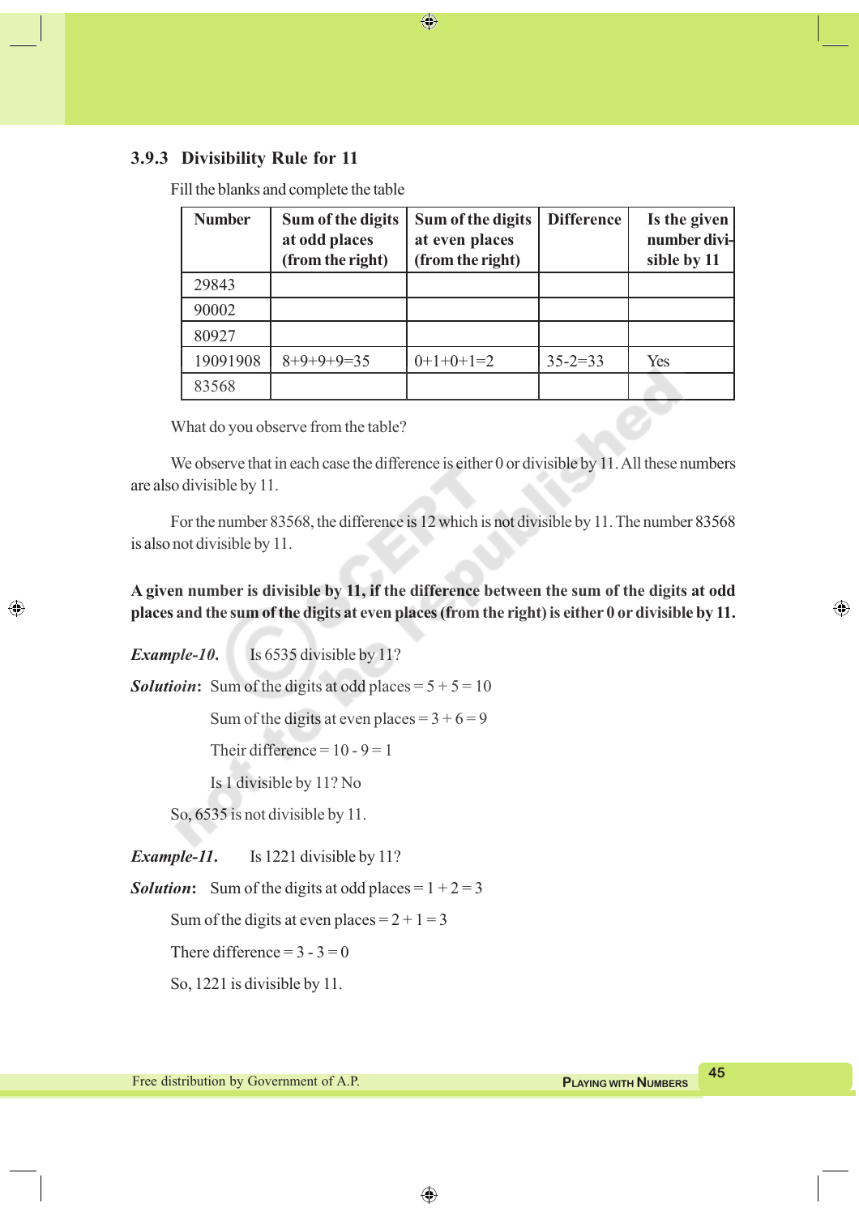### 3.9.3 Divisibility Rule for 11

Fill the blanks and complete the table

| Number | Sum of the digits at odd places (from the right) | Sum of the digits at even places (from the right) | Difference | Is the given number divisible by 11 |
|---|---|---|---|---|
| 29843 | | | | |
| 90002 | | | | |
| 80927 | | | | |
| 19091908 | 8+9+9+9=35 | 0+1+0+1=2 | 35-2=33 | Yes |
| 83568 | | | | |

What do you observe from the table?

We observe that in each case the difference is either 0 or divisible by 11. All these numbers are also divisible by 11.

For the number 83568, the difference is 12 which is not divisible by 11. The number 83568 is also not divisible by 11.

**A given number is divisible by 11, if the difference between the sum of the digits at odd places and the sum of the digits at even places (from the right) is either 0 or divisible by 11.**

***Example-10.*** Is 6535 divisible by 11?

***Solutioin*:** Sum of the digits at odd places = 5 + 5 = 10

Sum of the digits at even places = 3 + 6 = 9

Their difference = 10 - 9 = 1

Is 1 divisible by 11? No

So, 6535 is not divisible by 11.

***Example-11.*** Is 1221 divisible by 11?

***Solution*:** Sum of the digits at odd places = 1 + 2 = 3

Sum of the digits at even places = 2 + 1 = 3

There difference = 3 - 3 = 0

So, 1221 is divisible by 11.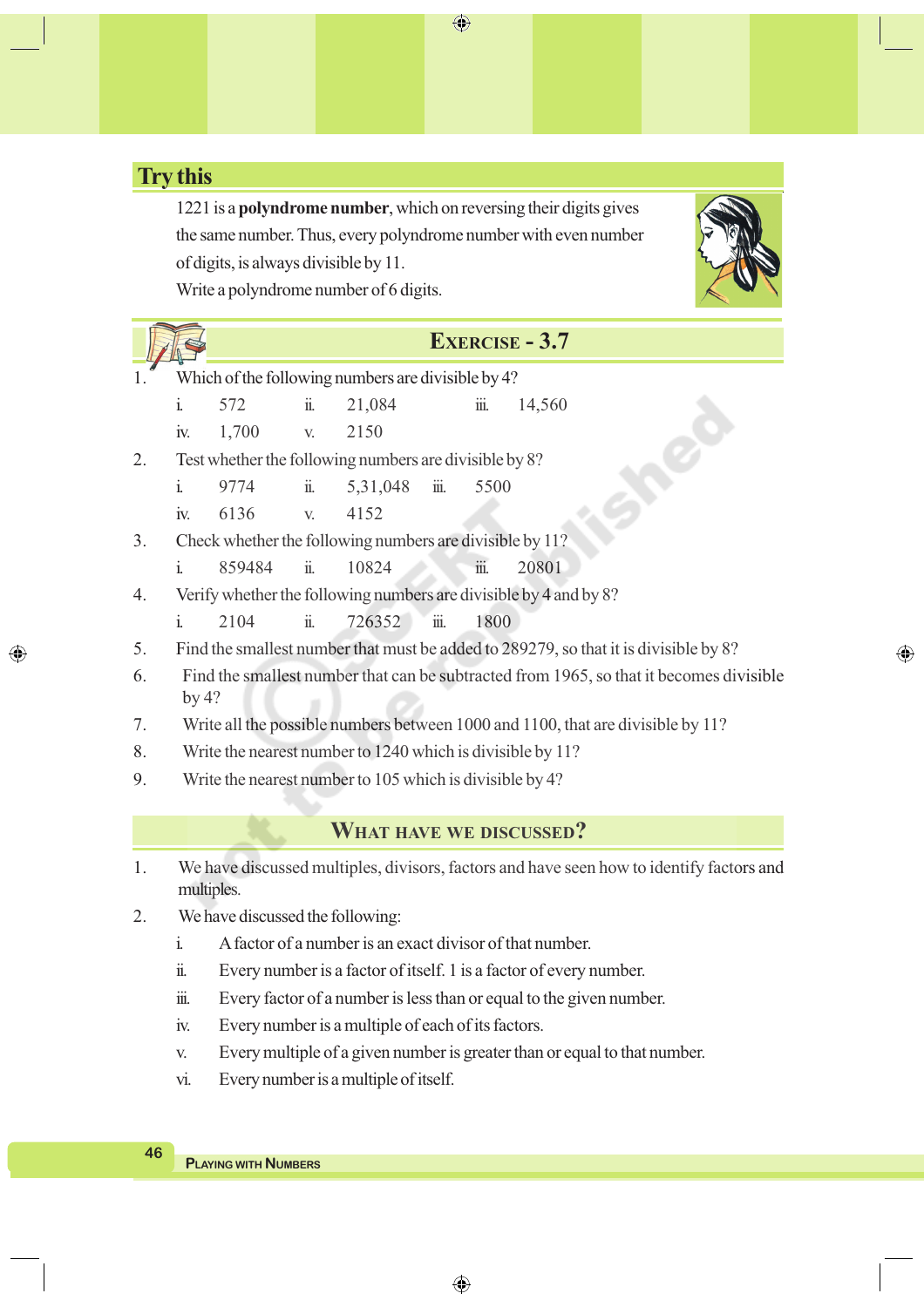## Try this

1221 is a **polyndrome number**, which on reversing their digits gives the same number. Thus, every polyndrome number with even number of digits, is always divisible by 11.

Write a polyndrome number of 6 digits.

## Exercise - 3.7

1. Which of the following numbers are divisible by 4?
   i. 572 ii. 21,084 iii. 14,560
   iv. 1,700 v. 2150
2. Test whether the following numbers are divisible by 8?
   i. 9774 ii. 5,31,048 iii. 5500
   iv. 6136 v. 4152
3. Check whether the following numbers are divisible by 11?
   i. 859484 ii. 10824 iii. 20801
4. Verify whether the following numbers are divisible by 4 and by 8?
   i. 2104 ii. 726352 iii. 1800
5. Find the smallest number that must be added to 289279, so that it is divisible by 8?
6. Find the smallest number that can be subtracted from 1965, so that it becomes divisible by 4?
7. Write all the possible numbers between 1000 and 1100, that are divisible by 11?
8. Write the nearest number to 1240 which is divisible by 11?
9. Write the nearest number to 105 which is divisible by 4?

## What have we discussed?

1. We have discussed multiples, divisors, factors and have seen how to identify factors and multiples.
2. We have discussed the following:
   i. A factor of a number is an exact divisor of that number.
   ii. Every number is a factor of itself. 1 is a factor of every number.
   iii. Every factor of a number is less than or equal to the given number.
   iv. Every number is a multiple of each of its factors.
   v. Every multiple of a given number is greater than or equal to that number.
   vi. Every number is a multiple of itself.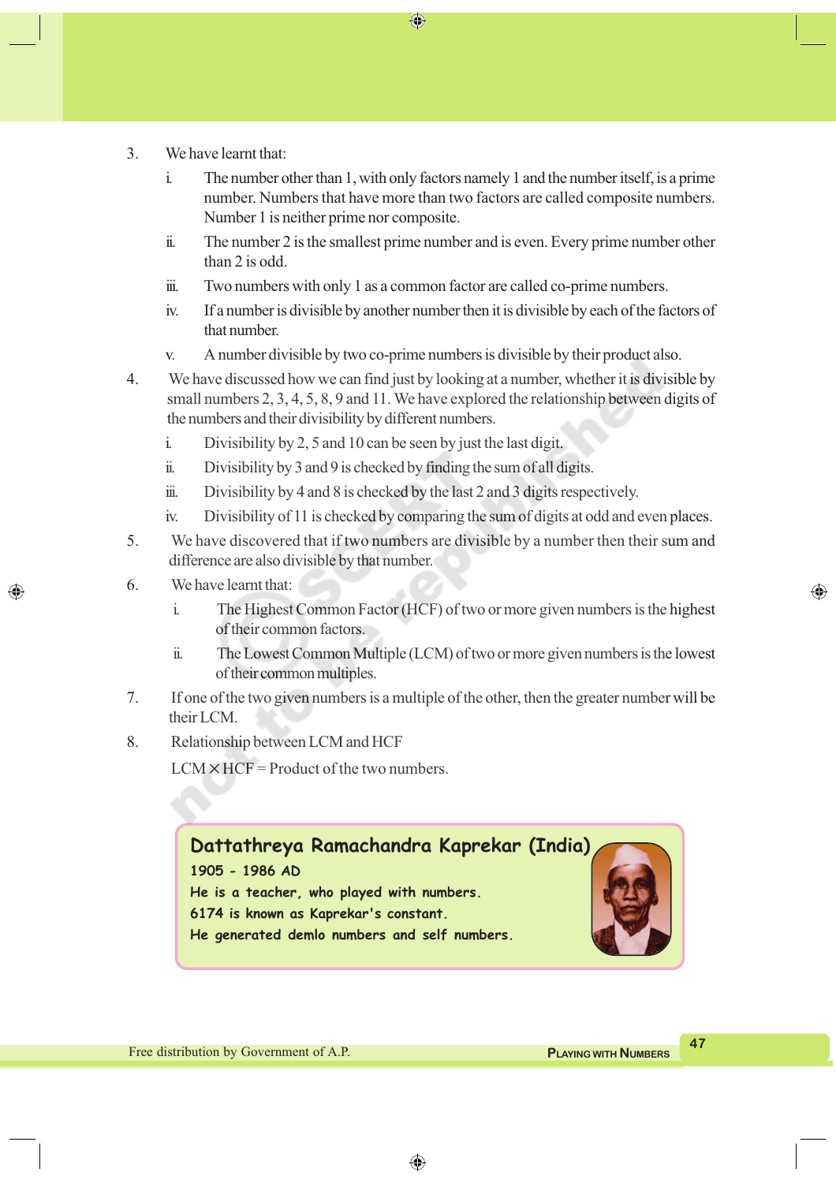3. We have learnt that:
   i. The number other than 1, with only factors namely 1 and the number itself, is a prime number. Numbers that have more than two factors are called composite numbers. Number 1 is neither prime nor composite.
   ii. The number 2 is the smallest prime number and is even. Every prime number other than 2 is odd.
   iii. Two numbers with only 1 as a common factor are called co-prime numbers.
   iv. If a number is divisible by another number then it is divisible by each of the factors of that number.
   v. A number divisible by two co-prime numbers is divisible by their product also.
4. We have discussed how we can find just by looking at a number, whether it is divisible by small numbers 2, 3, 4, 5, 8, 9 and 11. We have explored the relationship between digits of the numbers and their divisibility by different numbers.
   i. Divisibility by 2, 5 and 10 can be seen by just the last digit.
   ii. Divisibility by 3 and 9 is checked by finding the sum of all digits.
   iii. Divisibility by 4 and 8 is checked by the last 2 and 3 digits respectively.
   iv. Divisibility of 11 is checked by comparing the sum of digits at odd and even places.
5. We have discovered that if two numbers are divisible by a number then their sum and difference are also divisible by that number.
6. We have learnt that:
   i. The Highest Common Factor (HCF) of two or more given numbers is the highest of their common factors.
   ii. The Lowest Common Multiple (LCM) of two or more given numbers is the lowest of their common multiples.
7. If one of the two given numbers is a multiple of the other, then the greater number will be their LCM.
8. Relationship between LCM and HCF

   $\text{LCM} \times \text{HCF}$ = Product of the two numbers.

**Dattathreya Ramachandra Kaprekar (India)**

1905 - 1986 AD

He is a teacher, who played with numbers.

6174 is known as Kaprekar's constant.

He generated demlo numbers and self numbers.